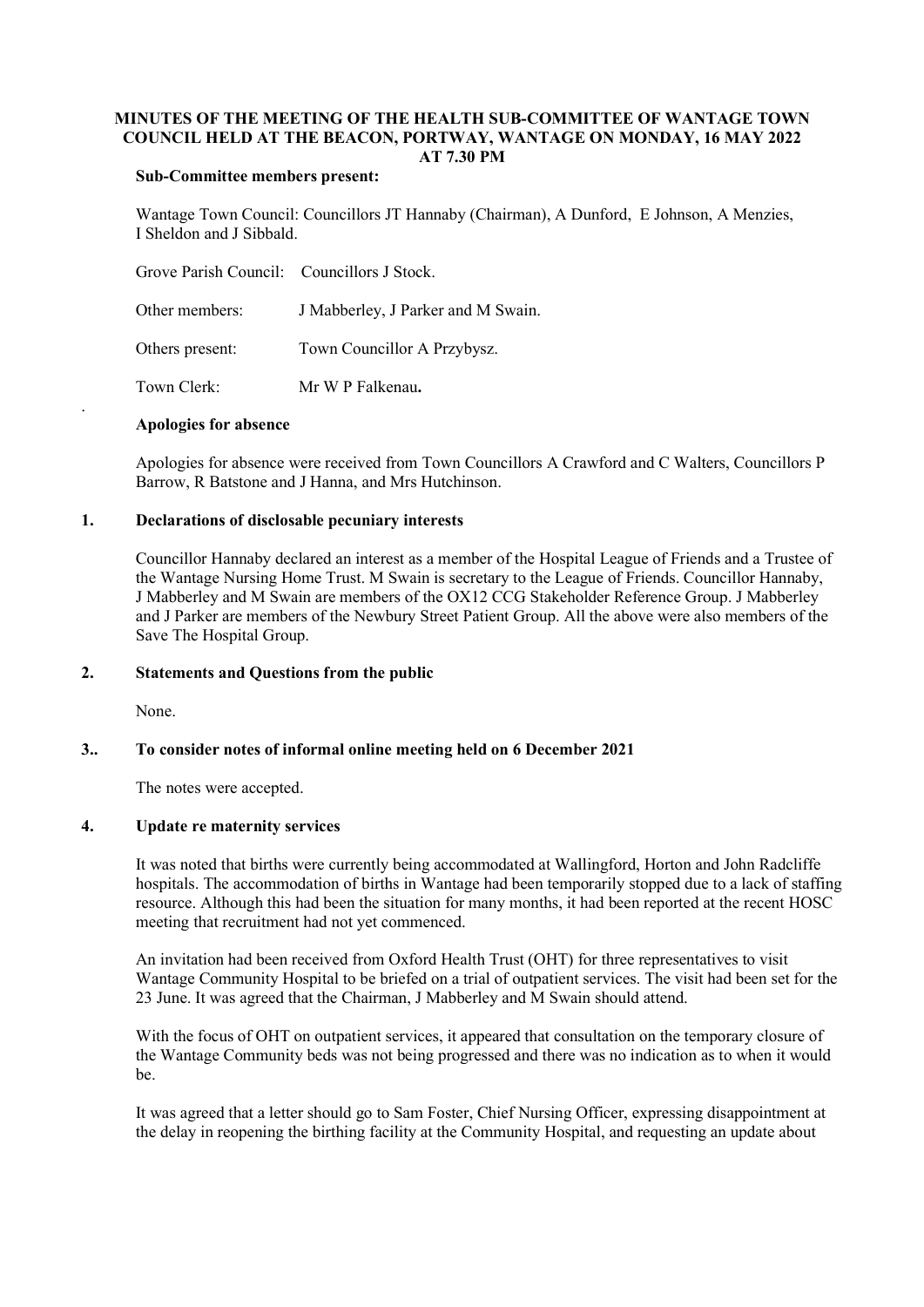# MINUTES OF THE MEETING OF THE HEALTH SUB-COMMITTEE OF WANTAGE TOWN COUNCIL HELD AT THE BEACON, PORTWAY, WANTAGE ON MONDAY, 16 MAY 2022 AT 7.30 PM

**Sub-Committee members present:**

Wantage Town Council: Councillors JT Hannaby (Chairman), A Dunford, E Johnson, A Menzies, I Sheldon and J Sibbald.

Grove Parish Council: Councillors J Stock.

Other members: J Mabberley, J Parker and M Swain.

Others present: Town Councillor A Przybysz.

Town Clerk: Mr W P Falkenau**.**

**Apologies for absence**

Apologies for absence were received from Town Councillors A Crawford and C Walters, Councillors P Barrow, R Batstone and J Hanna, and Mrs Hutchinson.

## 1. Declarations of disclosable pecuniary interests

Councillor Hannaby declared an interest as a member of the Hospital League of Friends and a Trustee of the Wantage Nursing Home Trust. M Swain is secretary to the League of Friends. Councillor Hannaby, J Mabberley and M Swain are members of the OX12 CCG Stakeholder Reference Group. J Mabberley and J Parker are members of the Newbury Street Patient Group. All the above were also members of the Save The Hospital Group.

## 2. Statements and Questions from the public

None.

## 3.. To consider notes of informal online meeting held on 6 December 2021

The notes were accepted.

## 4. Update re maternity services

It was noted that births were currently being accommodated at Wallingford, Horton and John Radcliffe hospitals. The accommodation of births in Wantage had been temporarily stopped due to a lack of staffing resource. Although this had been the situation for many months, it had been reported at the recent HOSC meeting that recruitment had not yet commenced.

An invitation had been received from Oxford Health Trust (OHT) for three representatives to visit Wantage Community Hospital to be briefed on a trial of outpatient services. The visit had been set for the 23 June. It was agreed that the Chairman, J Mabberley and M Swain should attend.

With the focus of OHT on outpatient services, it appeared that consultation on the temporary closure of the Wantage Community beds was not being progressed and there was no indication as to when it would be.

It was agreed that a letter should go to Sam Foster, Chief Nursing Officer, expressing disappointment at the delay in reopening the birthing facility at the Community Hospital, and requesting an update about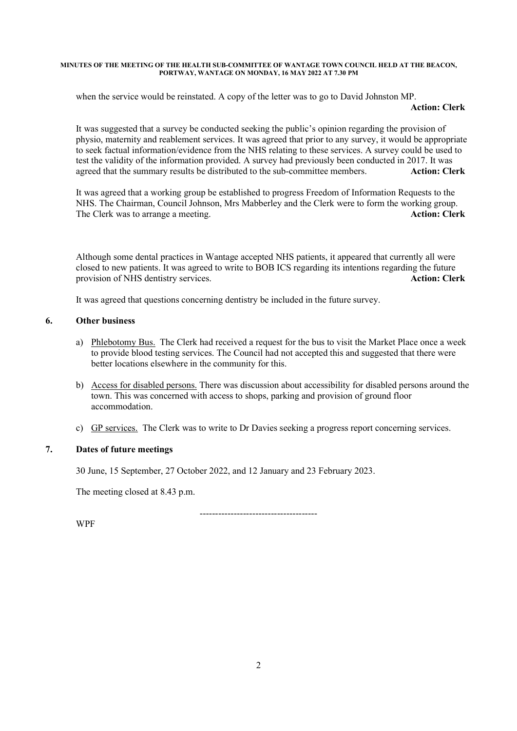when the service would be reinstated. A copy of the letter was to go to David Johnston MP.

**Action: Clerk**

It was suggested that a survey be conducted seeking the public's opinion regarding the provision of physio, maternity and reablement services. It was agreed that prior to any survey, it would be appropriate to seek factual information/evidence from the NHS relating to these services. A survey could be used to test the validity of the information provided. A survey had previously been conducted in 2017. It was agreed that the summary results be distributed to the sub-committee members. **Action: Clerk**

It was agreed that a working group be established to progress Freedom of Information Requests to the NHS. The Chairman, Council Johnson, Mrs Mabberley and the Clerk were to form the working group. The Clerk was to arrange a meeting. **Action: Clerk**

Although some dental practices in Wantage accepted NHS patients, it appeared that currently all were closed to new patients. It was agreed to write to BOB ICS regarding its intentions regarding the future provision of NHS dentistry services. **Action: Clerk**

It was agreed that questions concerning dentistry be included in the future survey.

## 6. Other business

a) Phlebotomy Bus. The Clerk had received a request for the bus to visit the Market Place once a week to provide blood testing services. The Council had not accepted this and suggested that there were better locations elsewhere in the community for this.

b) Access for disabled persons. There was discussion about accessibility for disabled persons around the town. This was concerned with access to shops, parking and provision of ground floor accommodation.

c) GP services. The Clerk was to write to Dr Davies seeking a progress report concerning services.

## 7. Dates of future meetings

30 June, 15 September, 27 October 2022, and 12 January and 23 February 2023.

The meeting closed at 8.43 p.m.

--------------------------------------

WPF